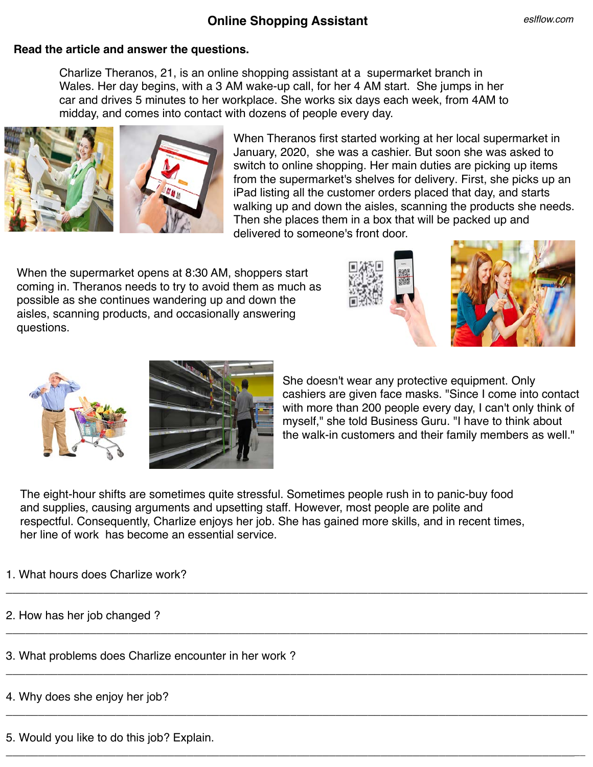# Online Shopping Assistant

eslflow.com

**Read the article and answer the questions.**

Charlize Theranos, 21, is an online shopping assistant at a supermarket branch in Wales. Her day begins, with a 3 AM wake-up call, for her 4 AM start. She jumps in her car and drives 5 minutes to her workplace. She works six days each week, from 4AM to midday, and comes into contact with dozens of people every day.

When Theranos first started working at her local supermarket in January, 2020, she was a cashier. But soon she was asked to switch to online shopping. Her main duties are picking up items from the supermarket's shelves for delivery. First, she picks up an iPad listing all the customer orders placed that day, and starts walking up and down the aisles, scanning the products she needs. Then she places them in a box that will be packed up and delivered to someone's front door.

When the supermarket opens at 8:30 AM, shoppers start coming in. Theranos needs to try to avoid them as much as possible as she continues wandering up and down the aisles, scanning products, and occasionally answering questions.

She doesn't wear any protective equipment. Only cashiers are given face masks. "Since I come into contact with more than 200 people every day, I can't only think of myself," she told Business Guru. "I have to think about the walk-in customers and their family members as well."

The eight-hour shifts are sometimes quite stressful. Sometimes people rush in to panic-buy food and supplies, causing arguments and upsetting staff. However, most people are polite and respectful. Consequently, Charlize enjoys her job. She has gained more skills, and in recent times, her line of work has become an essential service.

1. What hours does Charlize work?

______________________________________________________________________

2. How has her job changed ?

______________________________________________________________________

3. What problems does Charlize encounter in her work ?

______________________________________________________________________

4. Why does she enjoy her job?

______________________________________________________________________

5. Would you like to do this job? Explain.

______________________________________________________________________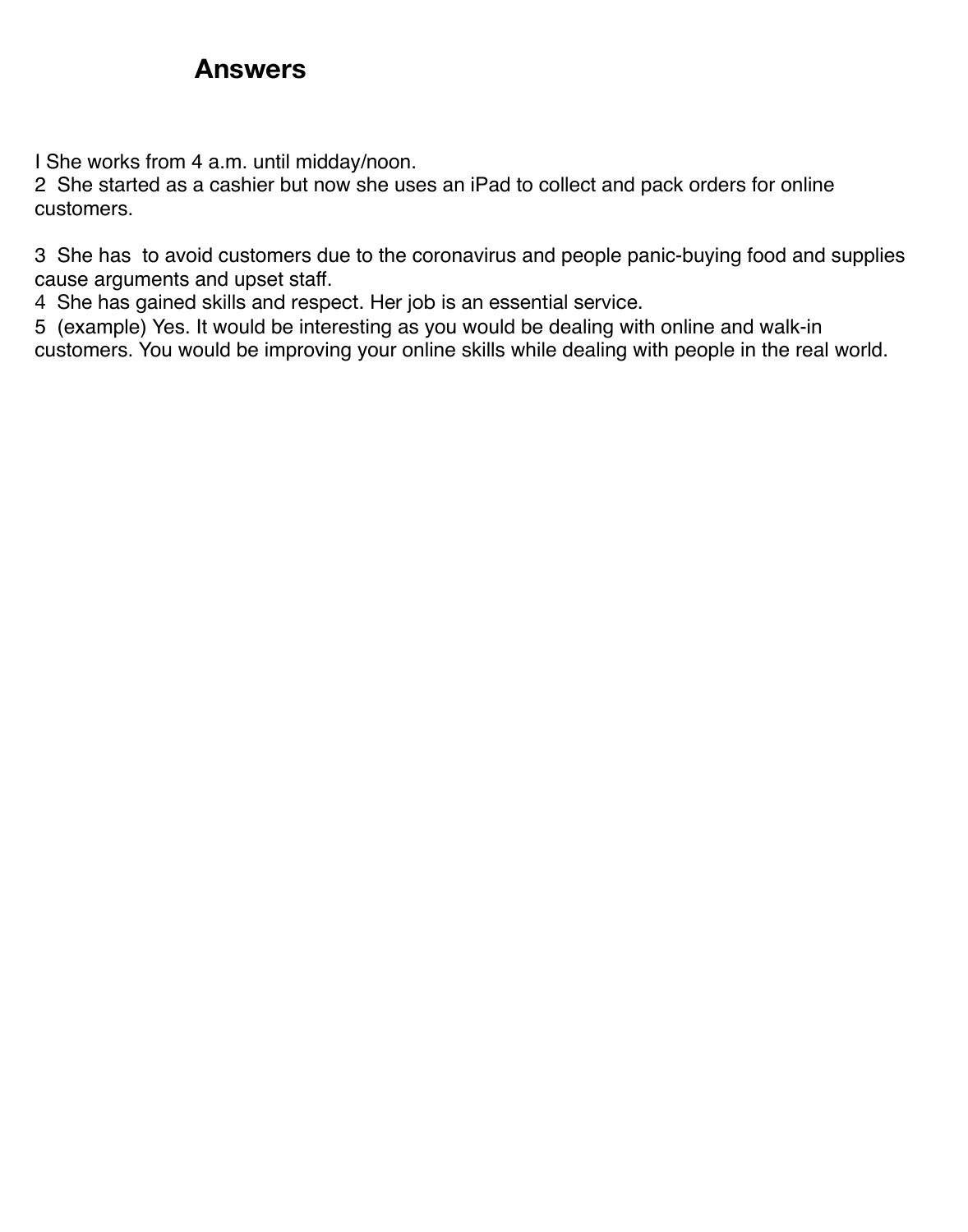## Answers

I She works from 4 a.m. until midday/noon.
2 She started as a cashier but now she uses an iPad to collect and pack orders for online customers.

3 She has to avoid customers due to the coronavirus and people panic-buying food and supplies cause arguments and upset staff.
4 She has gained skills and respect. Her job is an essential service.
5 (example) Yes. It would be interesting as you would be dealing with online and walk-in customers. You would be improving your online skills while dealing with people in the real world.